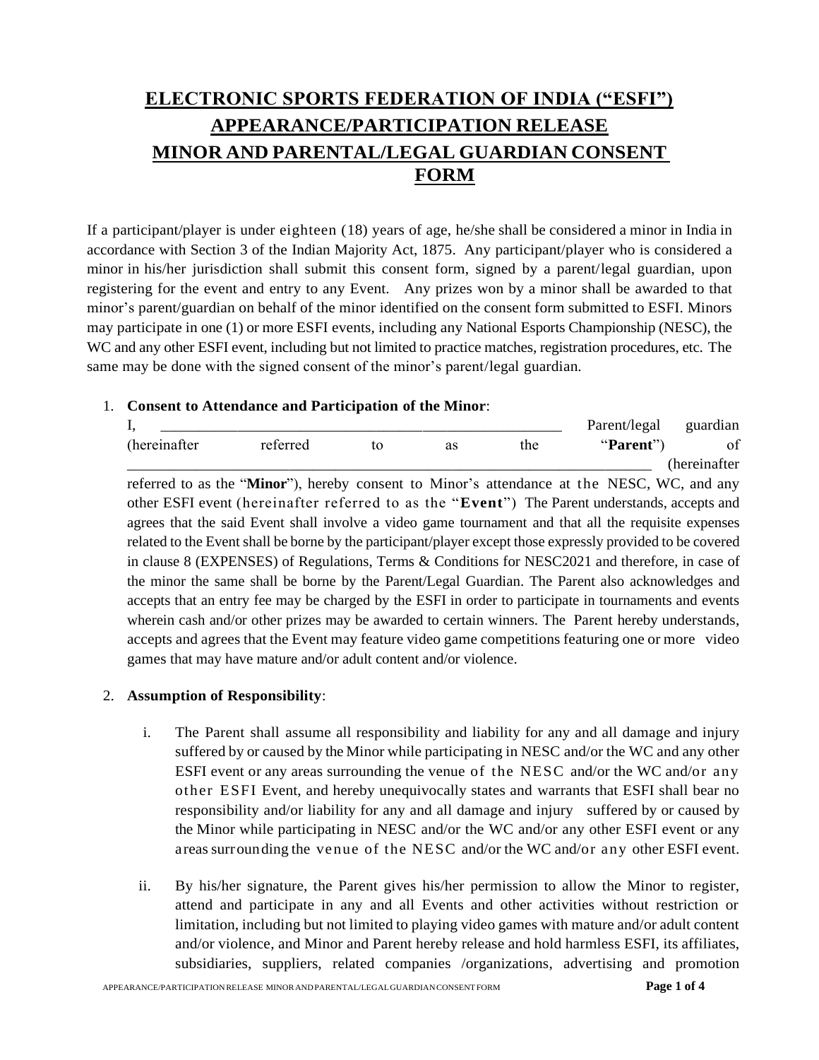# ELECTRONIC SPORTS FEDERATION OF INDIA ("ESFI") APPEARANCE/PARTICIPATION RELEASE MINOR AND PARENTAL/LEGAL GUARDIAN CONSENT FORM

If a participant/player is under eighteen (18) years of age, he/she shall be considered a minor in India in accordance with Section 3 of the Indian Majority Act, 1875. Any participant/player who is considered a minor in his/her jurisdiction shall submit this consent form, signed by a parent/legal guardian, upon registering for the event and entry to any Event. Any prizes won by a minor shall be awarded to that minor's parent/guardian on behalf of the minor identified on the consent form submitted to ESFI. Minors may participate in one (1) or more ESFI events, including any National Esports Championship (NESC), the WC and any other ESFI event, including but not limited to practice matches, registration procedures, etc. The same may be done with the signed consent of the minor's parent/legal guardian.

1. **Consent to Attendance and Participation of the Minor**:

   I, \_\_\_\_\_\_\_\_\_\_\_\_\_\_\_\_\_\_\_\_\_\_\_\_\_\_\_\_\_\_\_\_\_\_\_\_\_\_\_\_\_\_\_\_\_\_\_\_\_\_ Parent/legal guardian (hereinafter referred to as the "**Parent**") of \_\_\_\_\_\_\_\_\_\_\_\_\_\_\_\_\_\_\_\_\_\_\_\_\_\_\_\_\_\_\_\_\_\_\_\_\_\_\_\_\_\_\_\_\_\_\_\_\_\_\_\_\_\_\_\_\_\_\_\_\_\_ (hereinafter referred to as the "**Minor**"), hereby consent to Minor's attendance at the NESC, WC, and any other ESFI event (hereinafter referred to as the "**Event**") The Parent understands, accepts and agrees that the said Event shall involve a video game tournament and that all the requisite expenses related to the Event shall be borne by the participant/player except those expressly provided to be covered in clause 8 (EXPENSES) of Regulations, Terms & Conditions for NESC2021 and therefore, in case of the minor the same shall be borne by the Parent/Legal Guardian. The Parent also acknowledges and accepts that an entry fee may be charged by the ESFI in order to participate in tournaments and events wherein cash and/or other prizes may be awarded to certain winners. The Parent hereby understands, accepts and agrees that the Event may feature video game competitions featuring one or more video games that may have mature and/or adult content and/or violence.

2. **Assumption of Responsibility**:

   i. The Parent shall assume all responsibility and liability for any and all damage and injury suffered by or caused by the Minor while participating in NESC and/or the WC and any other ESFI event or any areas surrounding the venue of the NESC and/or the WC and/or any other ESFI Event, and hereby unequivocally states and warrants that ESFI shall bear no responsibility and/or liability for any and all damage and injury suffered by or caused by the Minor while participating in NESC and/or the WC and/or any other ESFI event or any areas surrounding the venue of the NESC and/or the WC and/or any other ESFI event.

   ii. By his/her signature, the Parent gives his/her permission to allow the Minor to register, attend and participate in any and all Events and other activities without restriction or limitation, including but not limited to playing video games with mature and/or adult content and/or violence, and Minor and Parent hereby release and hold harmless ESFI, its affiliates, subsidiaries, suppliers, related companies /organizations, advertising and promotion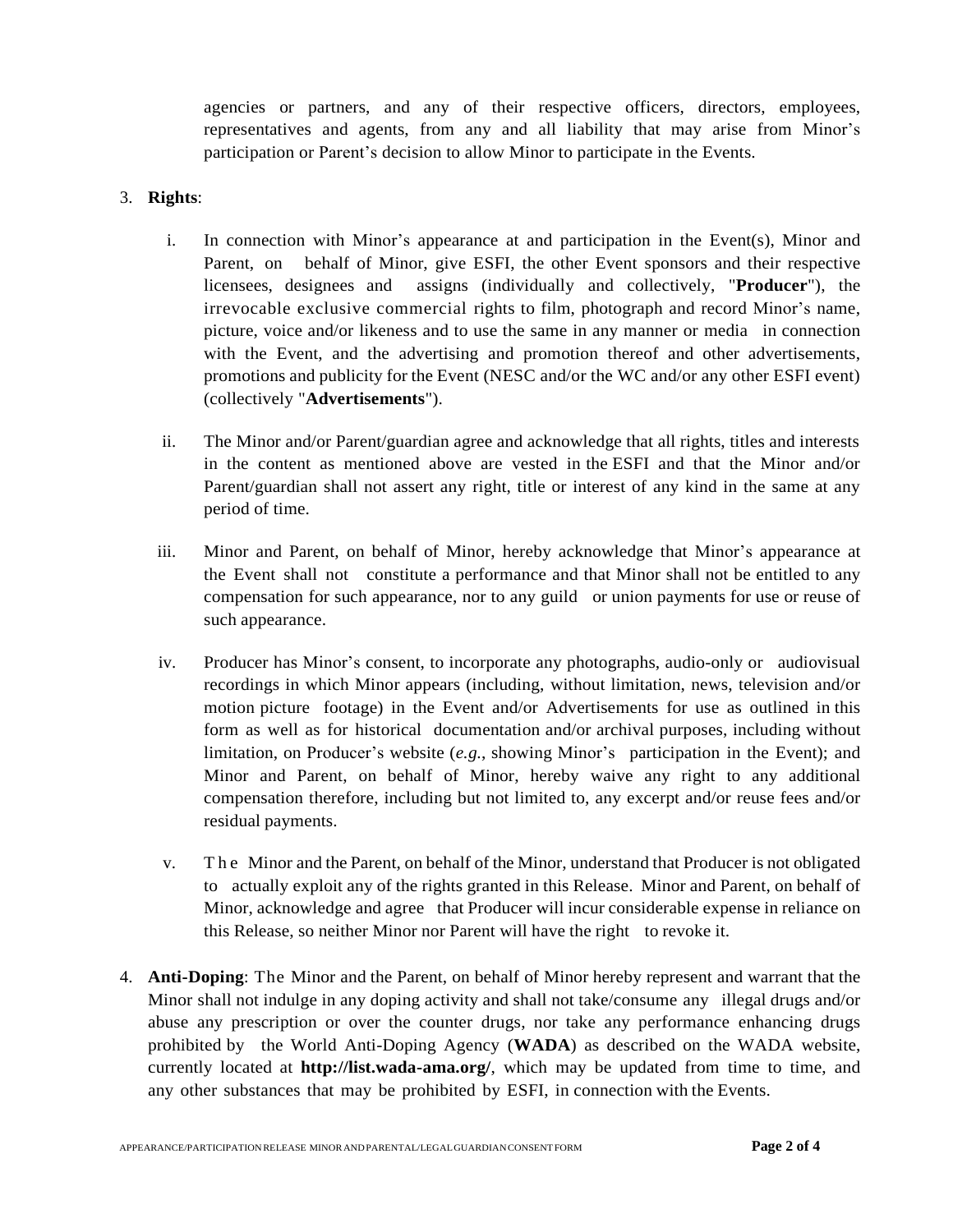agencies or partners, and any of their respective officers, directors, employees, representatives and agents, from any and all liability that may arise from Minor's participation or Parent's decision to allow Minor to participate in the Events.

3. **Rights**:

   i. In connection with Minor's appearance at and participation in the Event(s), Minor and Parent, on behalf of Minor, give ESFI, the other Event sponsors and their respective licensees, designees and assigns (individually and collectively, "**Producer**"), the irrevocable exclusive commercial rights to film, photograph and record Minor's name, picture, voice and/or likeness and to use the same in any manner or media in connection with the Event, and the advertising and promotion thereof and other advertisements, promotions and publicity for the Event (NESC and/or the WC and/or any other ESFI event) (collectively "**Advertisements**").

   ii. The Minor and/or Parent/guardian agree and acknowledge that all rights, titles and interests in the content as mentioned above are vested in the ESFI and that the Minor and/or Parent/guardian shall not assert any right, title or interest of any kind in the same at any period of time.

   iii. Minor and Parent, on behalf of Minor, hereby acknowledge that Minor's appearance at the Event shall not constitute a performance and that Minor shall not be entitled to any compensation for such appearance, nor to any guild or union payments for use or reuse of such appearance.

   iv. Producer has Minor's consent, to incorporate any photographs, audio-only or audiovisual recordings in which Minor appears (including, without limitation, news, television and/or motion picture footage) in the Event and/or Advertisements for use as outlined in this form as well as for historical documentation and/or archival purposes, including without limitation, on Producer's website (*e.g.*, showing Minor's participation in the Event); and Minor and Parent, on behalf of Minor, hereby waive any right to any additional compensation therefore, including but not limited to, any excerpt and/or reuse fees and/or residual payments.

   v. The Minor and the Parent, on behalf of the Minor, understand that Producer is not obligated to actually exploit any of the rights granted in this Release. Minor and Parent, on behalf of Minor, acknowledge and agree that Producer will incur considerable expense in reliance on this Release, so neither Minor nor Parent will have the right to revoke it.

4. **Anti-Doping**: The Minor and the Parent, on behalf of Minor hereby represent and warrant that the Minor shall not indulge in any doping activity and shall not take/consume any illegal drugs and/or abuse any prescription or over the counter drugs, nor take any performance enhancing drugs prohibited by the World Anti-Doping Agency (**WADA**) as described on the WADA website, currently located at **http://list.wada-ama.org/**, which may be updated from time to time, and any other substances that may be prohibited by ESFI, in connection with the Events.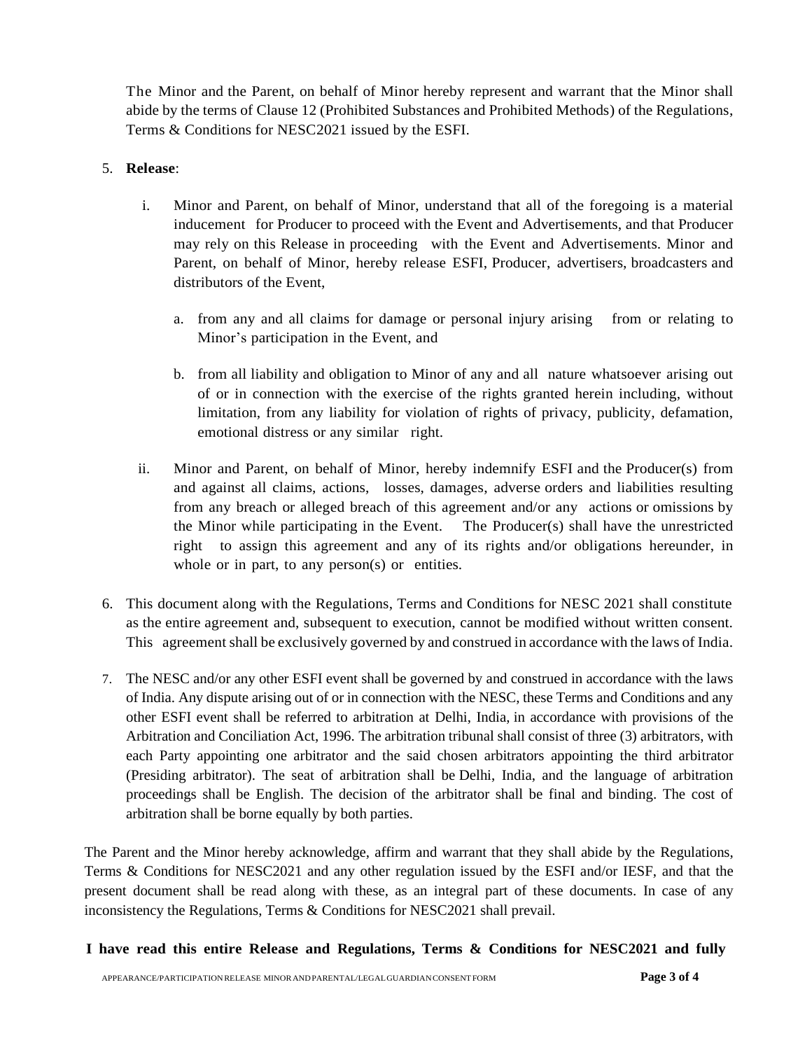The Minor and the Parent, on behalf of Minor hereby represent and warrant that the Minor shall abide by the terms of Clause 12 (Prohibited Substances and Prohibited Methods) of the Regulations, Terms & Conditions for NESC2021 issued by the ESFI.

5. **Release**:

   i. Minor and Parent, on behalf of Minor, understand that all of the foregoing is a material inducement for Producer to proceed with the Event and Advertisements, and that Producer may rely on this Release in proceeding with the Event and Advertisements. Minor and Parent, on behalf of Minor, hereby release ESFI, Producer, advertisers, broadcasters and distributors of the Event,

      a. from any and all claims for damage or personal injury arising from or relating to Minor's participation in the Event, and

      b. from all liability and obligation to Minor of any and all nature whatsoever arising out of or in connection with the exercise of the rights granted herein including, without limitation, from any liability for violation of rights of privacy, publicity, defamation, emotional distress or any similar right.

   ii. Minor and Parent, on behalf of Minor, hereby indemnify ESFI and the Producer(s) from and against all claims, actions, losses, damages, adverse orders and liabilities resulting from any breach or alleged breach of this agreement and/or any actions or omissions by the Minor while participating in the Event. The Producer(s) shall have the unrestricted right to assign this agreement and any of its rights and/or obligations hereunder, in whole or in part, to any person(s) or entities.

6. This document along with the Regulations, Terms and Conditions for NESC 2021 shall constitute as the entire agreement and, subsequent to execution, cannot be modified without written consent. This agreement shall be exclusively governed by and construed in accordance with the laws of India.

7. The NESC and/or any other ESFI event shall be governed by and construed in accordance with the laws of India. Any dispute arising out of or in connection with the NESC, these Terms and Conditions and any other ESFI event shall be referred to arbitration at Delhi, India, in accordance with provisions of the Arbitration and Conciliation Act, 1996. The arbitration tribunal shall consist of three (3) arbitrators, with each Party appointing one arbitrator and the said chosen arbitrators appointing the third arbitrator (Presiding arbitrator). The seat of arbitration shall be Delhi, India, and the language of arbitration proceedings shall be English. The decision of the arbitrator shall be final and binding. The cost of arbitration shall be borne equally by both parties.

The Parent and the Minor hereby acknowledge, affirm and warrant that they shall abide by the Regulations, Terms & Conditions for NESC2021 and any other regulation issued by the ESFI and/or IESF, and that the present document shall be read along with these, as an integral part of these documents. In case of any inconsistency the Regulations, Terms & Conditions for NESC2021 shall prevail.

**I have read this entire Release and Regulations, Terms & Conditions for NESC2021 and fully**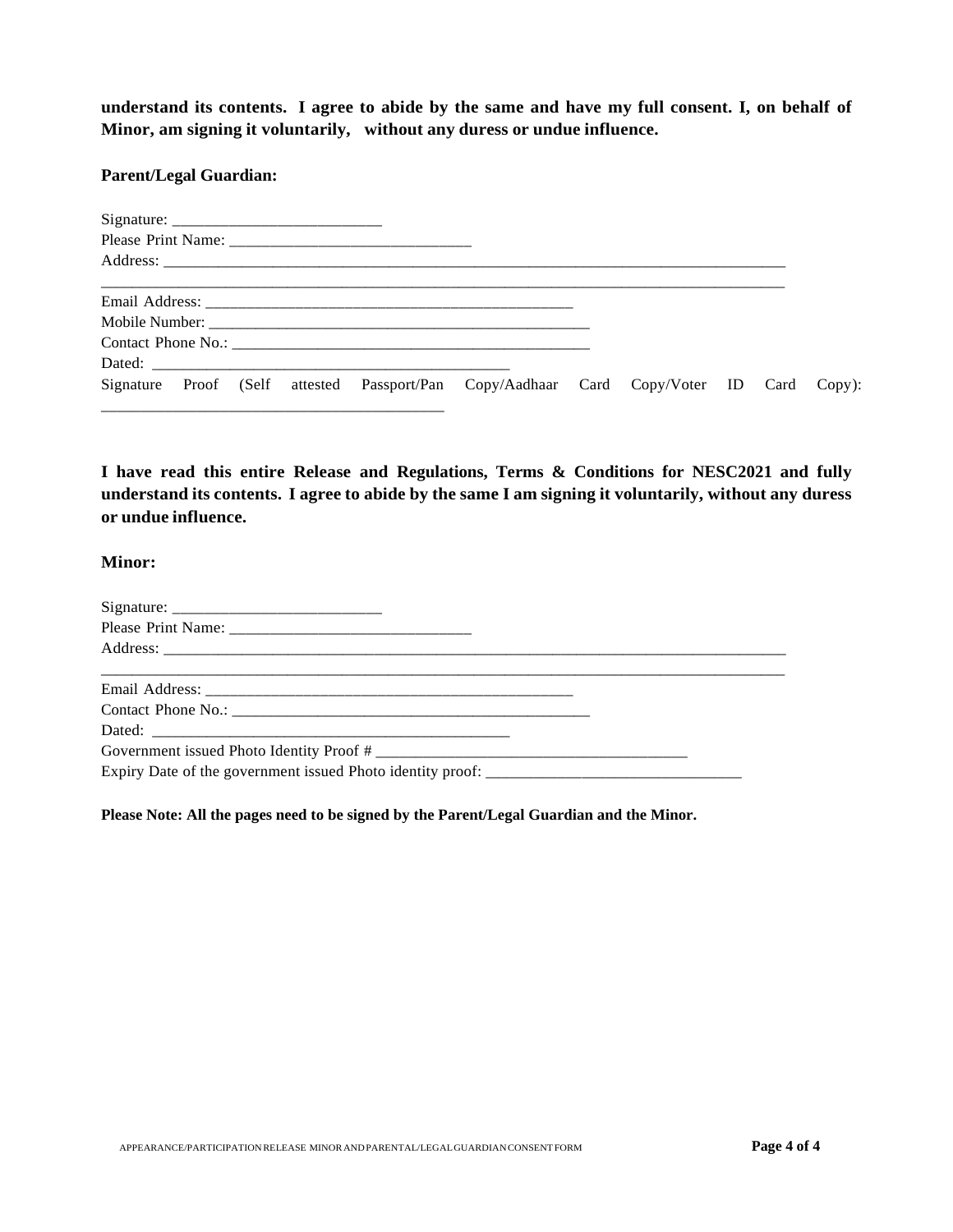**understand its contents. I agree to abide by the same and have my full consent. I, on behalf of Minor, am signing it voluntarily, without any duress or undue influence.**

**Parent/Legal Guardian:**

Signature: __________________________
Please Print Name: ______________________________
Address: ____________________________________________________________________________________
____________________________________________________________________________________
Email Address: ______________________________________________
Mobile Number: _______________________________________________
Contact Phone No.: ____________________________________________
Dated: ____________________________________________
Signature Proof (Self attested Passport/Pan Copy/Aadhaar Card Copy/Voter ID Card Copy):
__________________________________________

**I have read this entire Release and Regulations, Terms & Conditions for NESC2021 and fully understand its contents. I agree to abide by the same I am signing it voluntarily, without any duress or undue influence.**

**Minor:**

Signature: __________________________
Please Print Name: ______________________________
Address: ____________________________________________________________________________________
____________________________________________________________________________________
Email Address: ______________________________________________
Contact Phone No.: ____________________________________________
Dated: ____________________________________________
Government issued Photo Identity Proof # ______________________________________
Expiry Date of the government issued Photo identity proof: ________________________________

**Please Note: All the pages need to be signed by the Parent/Legal Guardian and the Minor.**

APPEARANCE/PARTICIPATION RELEASE MINOR AND PARENTAL/LEGAL GUARDIAN CONSENT FORM